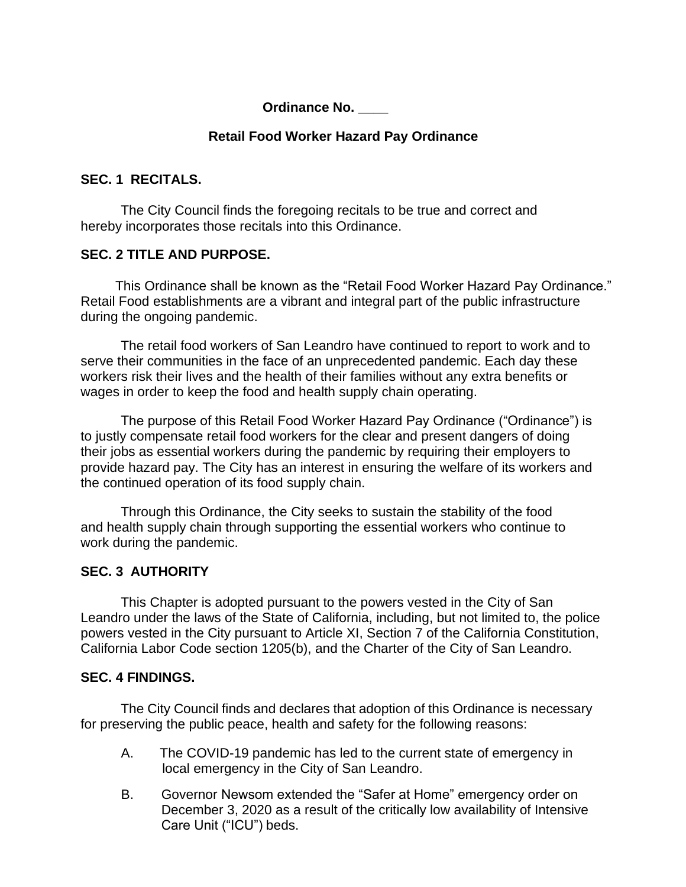**Ordinance No. ____**

**Retail Food Worker Hazard Pay Ordinance**

## SEC. 1 RECITALS.

The City Council finds the foregoing recitals to be true and correct and hereby incorporates those recitals into this Ordinance.

## SEC. 2 TITLE AND PURPOSE.

This Ordinance shall be known as the "Retail Food Worker Hazard Pay Ordinance." Retail Food establishments are a vibrant and integral part of the public infrastructure during the ongoing pandemic.

The retail food workers of San Leandro have continued to report to work and to serve their communities in the face of an unprecedented pandemic. Each day these workers risk their lives and the health of their families without any extra benefits or wages in order to keep the food and health supply chain operating.

The purpose of this Retail Food Worker Hazard Pay Ordinance ("Ordinance") is to justly compensate retail food workers for the clear and present dangers of doing their jobs as essential workers during the pandemic by requiring their employers to provide hazard pay. The City has an interest in ensuring the welfare of its workers and the continued operation of its food supply chain.

Through this Ordinance, the City seeks to sustain the stability of the food and health supply chain through supporting the essential workers who continue to work during the pandemic.

## SEC. 3 AUTHORITY

This Chapter is adopted pursuant to the powers vested in the City of San Leandro under the laws of the State of California, including, but not limited to, the police powers vested in the City pursuant to Article XI, Section 7 of the California Constitution, California Labor Code section 1205(b), and the Charter of the City of San Leandro.

## SEC. 4 FINDINGS.

The City Council finds and declares that adoption of this Ordinance is necessary for preserving the public peace, health and safety for the following reasons:

A. The COVID-19 pandemic has led to the current state of emergency in local emergency in the City of San Leandro.

B. Governor Newsom extended the "Safer at Home" emergency order on December 3, 2020 as a result of the critically low availability of Intensive Care Unit ("ICU") beds.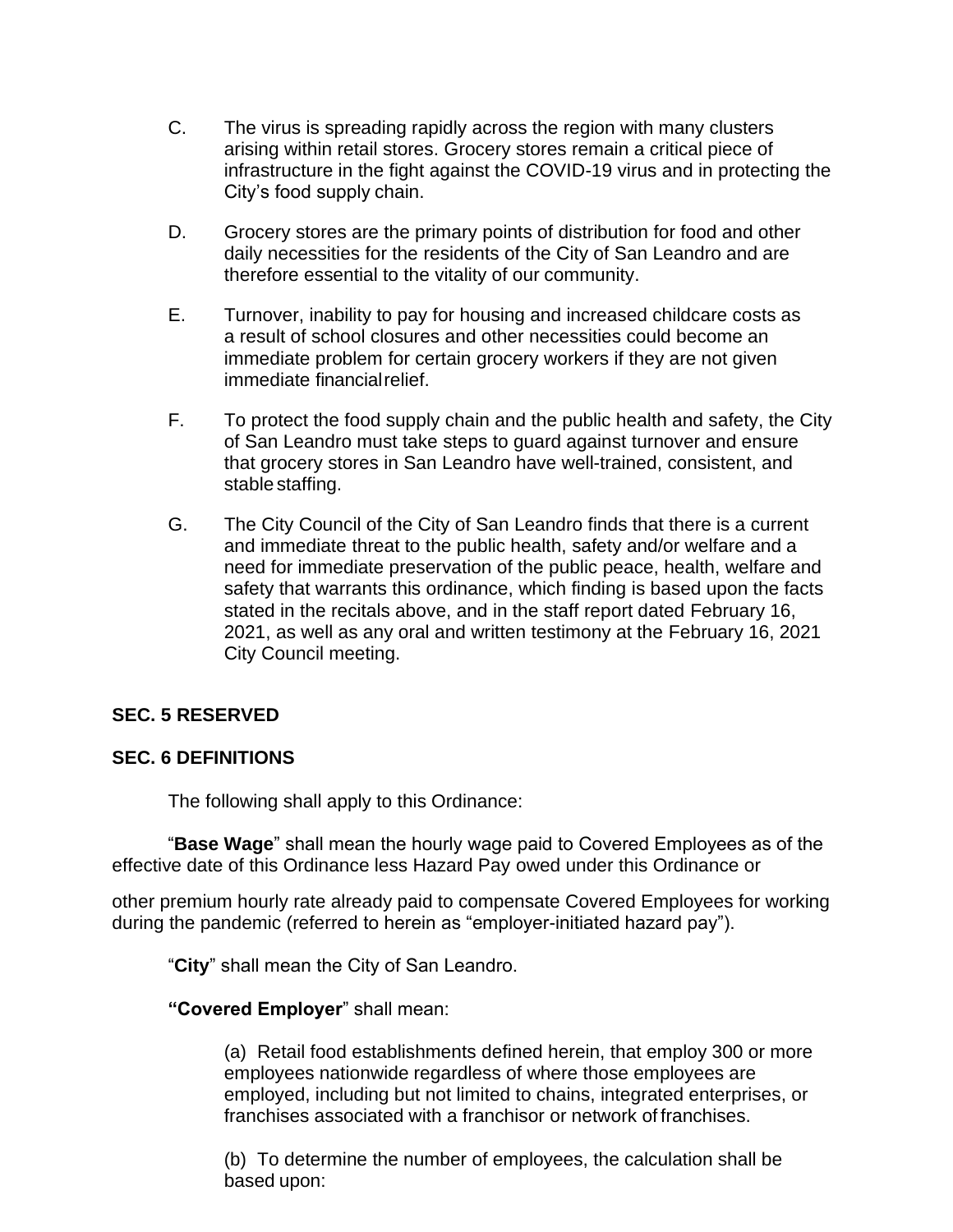C. The virus is spreading rapidly across the region with many clusters arising within retail stores. Grocery stores remain a critical piece of infrastructure in the fight against the COVID-19 virus and in protecting the City's food supply chain.

D. Grocery stores are the primary points of distribution for food and other daily necessities for the residents of the City of San Leandro and are therefore essential to the vitality of our community.

E. Turnover, inability to pay for housing and increased childcare costs as a result of school closures and other necessities could become an immediate problem for certain grocery workers if they are not given immediate financial relief.

F. To protect the food supply chain and the public health and safety, the City of San Leandro must take steps to guard against turnover and ensure that grocery stores in San Leandro have well-trained, consistent, and stable staffing.

G. The City Council of the City of San Leandro finds that there is a current and immediate threat to the public health, safety and/or welfare and a need for immediate preservation of the public peace, health, welfare and safety that warrants this ordinance, which finding is based upon the facts stated in the recitals above, and in the staff report dated February 16, 2021, as well as any oral and written testimony at the February 16, 2021 City Council meeting.

**SEC. 5 RESERVED**

**SEC. 6 DEFINITIONS**

The following shall apply to this Ordinance:

"**Base Wage**" shall mean the hourly wage paid to Covered Employees as of the effective date of this Ordinance less Hazard Pay owed under this Ordinance or other premium hourly rate already paid to compensate Covered Employees for working during the pandemic (referred to herein as "employer-initiated hazard pay").

"**City**" shall mean the City of San Leandro.

**"Covered Employer**" shall mean:

(a) Retail food establishments defined herein, that employ 300 or more employees nationwide regardless of where those employees are employed, including but not limited to chains, integrated enterprises, or franchises associated with a franchisor or network of franchises.

(b) To determine the number of employees, the calculation shall be based upon: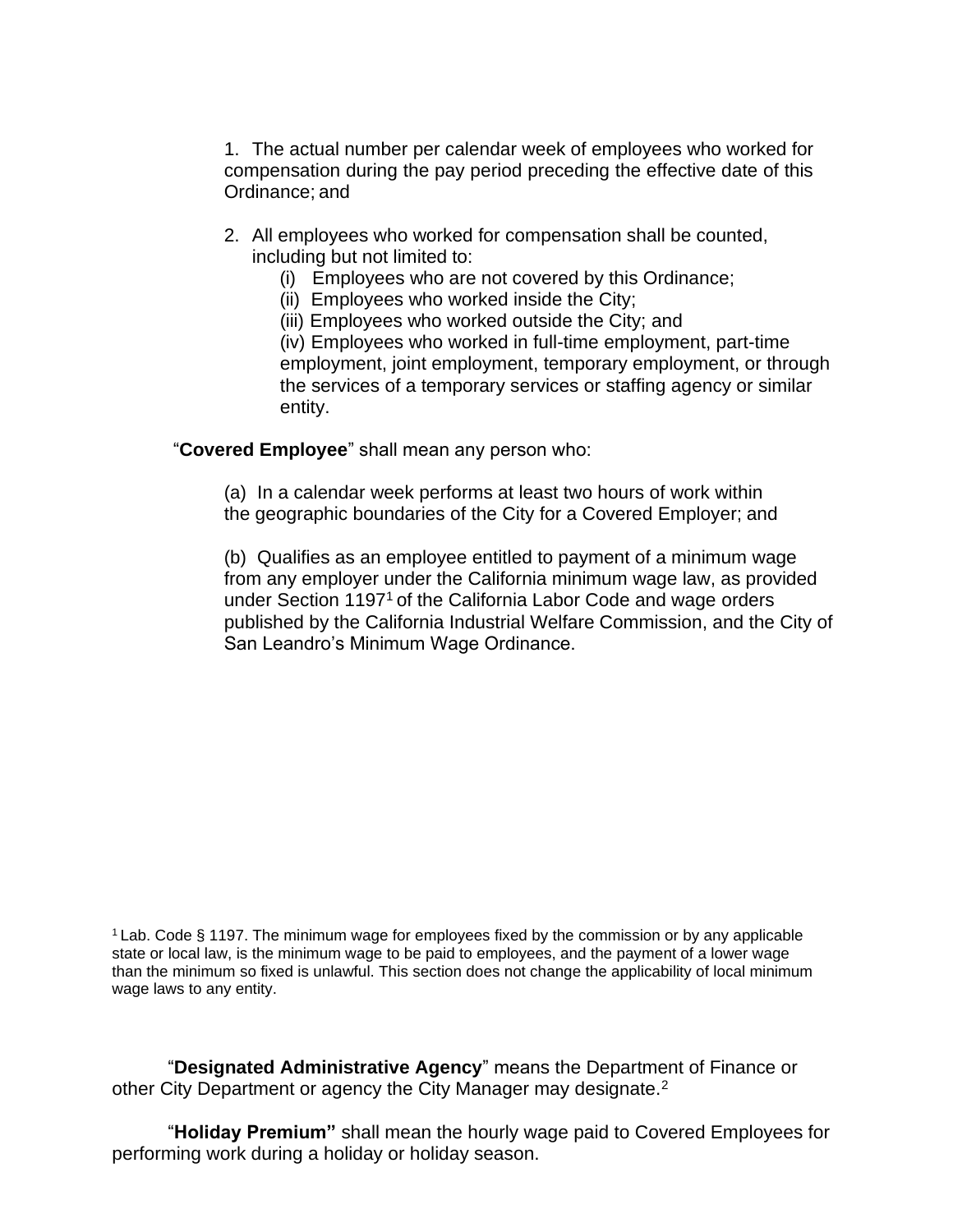1. The actual number per calendar week of employees who worked for compensation during the pay period preceding the effective date of this Ordinance; and

2. All employees who worked for compensation shall be counted, including but not limited to:
   - (i) Employees who are not covered by this Ordinance;
   - (ii) Employees who worked inside the City;
   - (iii) Employees who worked outside the City; and
   - (iv) Employees who worked in full-time employment, part-time employment, joint employment, temporary employment, or through the services of a temporary services or staffing agency or similar entity.

"**Covered Employee**" shall mean any person who:

(a) In a calendar week performs at least two hours of work within the geographic boundaries of the City for a Covered Employer; and

(b) Qualifies as an employee entitled to payment of a minimum wage from any employer under the California minimum wage law, as provided under Section 1197[1] of the California Labor Code and wage orders published by the California Industrial Welfare Commission, and the City of San Leandro's Minimum Wage Ordinance.

[1] Lab. Code § 1197. The minimum wage for employees fixed by the commission or by any applicable state or local law, is the minimum wage to be paid to employees, and the payment of a lower wage than the minimum so fixed is unlawful. This section does not change the applicability of local minimum wage laws to any entity.

"**Designated Administrative Agency**" means the Department of Finance or other City Department or agency the City Manager may designate.[2]

"**Holiday Premium"** shall mean the hourly wage paid to Covered Employees for performing work during a holiday or holiday season.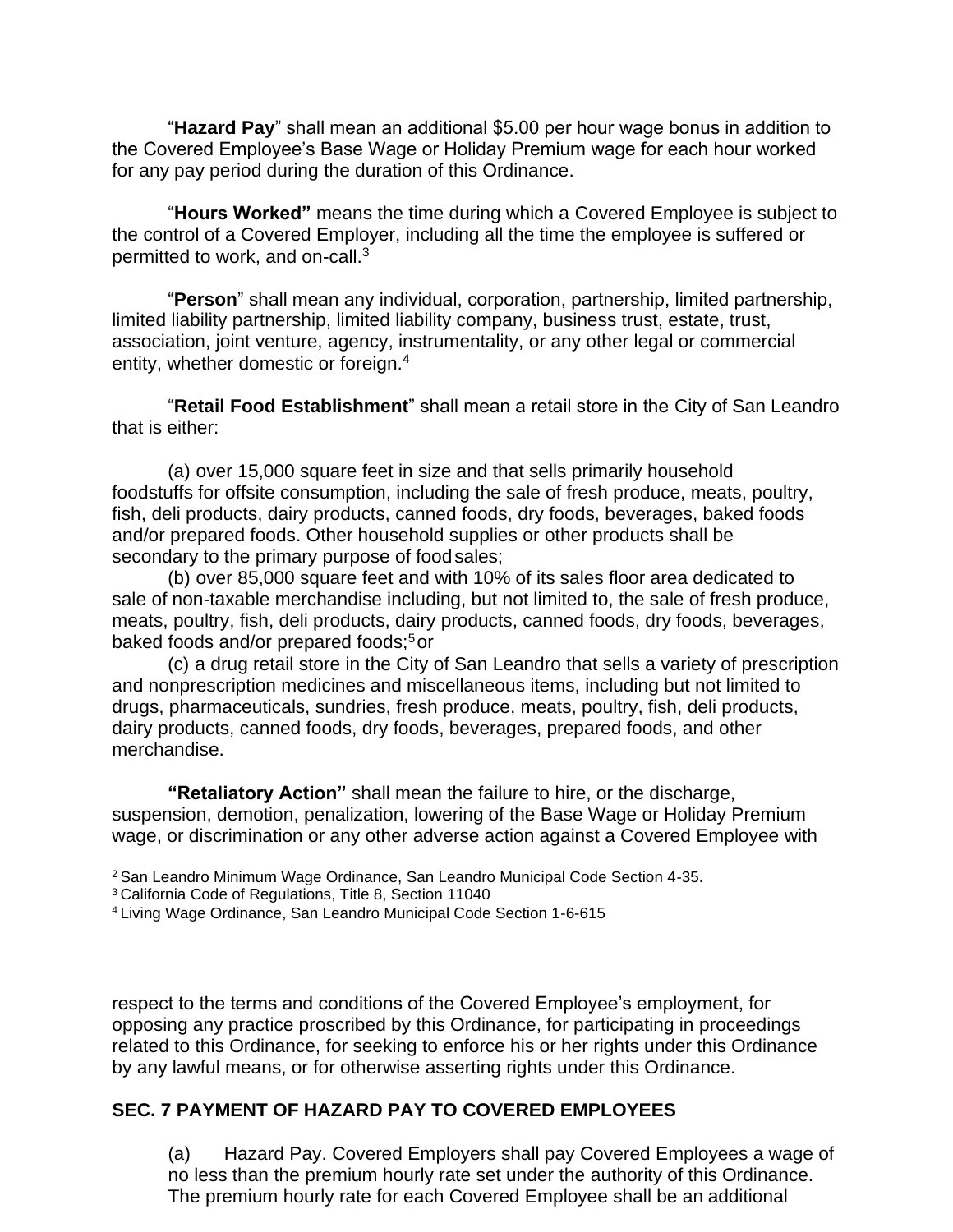"**Hazard Pay**" shall mean an additional $5.00 per hour wage bonus in addition to the Covered Employee's Base Wage or Holiday Premium wage for each hour worked for any pay period during the duration of this Ordinance.

"**Hours Worked"** means the time during which a Covered Employee is subject to the control of a Covered Employer, including all the time the employee is suffered or permitted to work, and on-call.[3]

"**Person**" shall mean any individual, corporation, partnership, limited partnership, limited liability partnership, limited liability company, business trust, estate, trust, association, joint venture, agency, instrumentality, or any other legal or commercial entity, whether domestic or foreign.[4]

"**Retail Food Establishment**" shall mean a retail store in the City of San Leandro that is either:

(a) over 15,000 square feet in size and that sells primarily household foodstuffs for offsite consumption, including the sale of fresh produce, meats, poultry, fish, deli products, dairy products, canned foods, dry foods, beverages, baked foods and/or prepared foods. Other household supplies or other products shall be secondary to the primary purpose of food sales;

(b) over 85,000 square feet and with 10% of its sales floor area dedicated to sale of non-taxable merchandise including, but not limited to, the sale of fresh produce, meats, poultry, fish, deli products, dairy products, canned foods, dry foods, beverages, baked foods and/or prepared foods;[5] or

(c) a drug retail store in the City of San Leandro that sells a variety of prescription and nonprescription medicines and miscellaneous items, including but not limited to drugs, pharmaceuticals, sundries, fresh produce, meats, poultry, fish, deli products, dairy products, canned foods, dry foods, beverages, prepared foods, and other merchandise.

**"Retaliatory Action"** shall mean the failure to hire, or the discharge, suspension, demotion, penalization, lowering of the Base Wage or Holiday Premium wage, or discrimination or any other adverse action against a Covered Employee with respect to the terms and conditions of the Covered Employee's employment, for opposing any practice proscribed by this Ordinance, for participating in proceedings related to this Ordinance, for seeking to enforce his or her rights under this Ordinance by any lawful means, or for otherwise asserting rights under this Ordinance.

## SEC. 7 PAYMENT OF HAZARD PAY TO COVERED EMPLOYEES

(a) Hazard Pay. Covered Employers shall pay Covered Employees a wage of no less than the premium hourly rate set under the authority of this Ordinance. The premium hourly rate for each Covered Employee shall be an additional

---

[2] San Leandro Minimum Wage Ordinance, San Leandro Municipal Code Section 4-35.

[3] California Code of Regulations, Title 8, Section 11040

[4] Living Wage Ordinance, San Leandro Municipal Code Section 1-6-615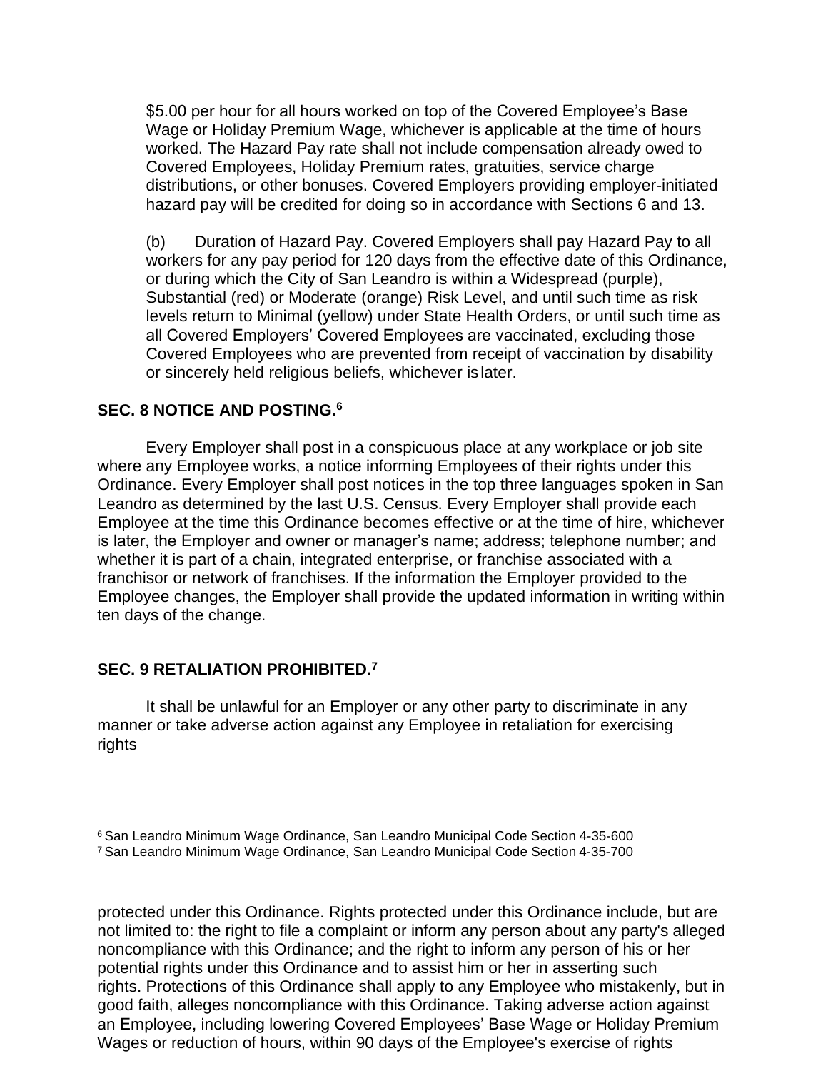$5.00 per hour for all hours worked on top of the Covered Employee's Base Wage or Holiday Premium Wage, whichever is applicable at the time of hours worked. The Hazard Pay rate shall not include compensation already owed to Covered Employees, Holiday Premium rates, gratuities, service charge distributions, or other bonuses. Covered Employers providing employer-initiated hazard pay will be credited for doing so in accordance with Sections 6 and 13.

(b) Duration of Hazard Pay. Covered Employers shall pay Hazard Pay to all workers for any pay period for 120 days from the effective date of this Ordinance, or during which the City of San Leandro is within a Widespread (purple), Substantial (red) or Moderate (orange) Risk Level, and until such time as risk levels return to Minimal (yellow) under State Health Orders, or until such time as all Covered Employers' Covered Employees are vaccinated, excluding those Covered Employees who are prevented from receipt of vaccination by disability or sincerely held religious beliefs, whichever is later.

**SEC. 8 NOTICE AND POSTING.[6]**

Every Employer shall post in a conspicuous place at any workplace or job site where any Employee works, a notice informing Employees of their rights under this Ordinance. Every Employer shall post notices in the top three languages spoken in San Leandro as determined by the last U.S. Census. Every Employer shall provide each Employee at the time this Ordinance becomes effective or at the time of hire, whichever is later, the Employer and owner or manager's name; address; telephone number; and whether it is part of a chain, integrated enterprise, or franchise associated with a franchisor or network of franchises. If the information the Employer provided to the Employee changes, the Employer shall provide the updated information in writing within ten days of the change.

**SEC. 9 RETALIATION PROHIBITED.[7]**

It shall be unlawful for an Employer or any other party to discriminate in any manner or take adverse action against any Employee in retaliation for exercising rights protected under this Ordinance. Rights protected under this Ordinance include, but are not limited to: the right to file a complaint or inform any person about any party's alleged noncompliance with this Ordinance; and the right to inform any person of his or her potential rights under this Ordinance and to assist him or her in asserting such rights. Protections of this Ordinance shall apply to any Employee who mistakenly, but in good faith, alleges noncompliance with this Ordinance. Taking adverse action against an Employee, including lowering Covered Employees' Base Wage or Holiday Premium Wages or reduction of hours, within 90 days of the Employee's exercise of rights

[6] San Leandro Minimum Wage Ordinance, San Leandro Municipal Code Section 4-35-600
[7] San Leandro Minimum Wage Ordinance, San Leandro Municipal Code Section 4-35-700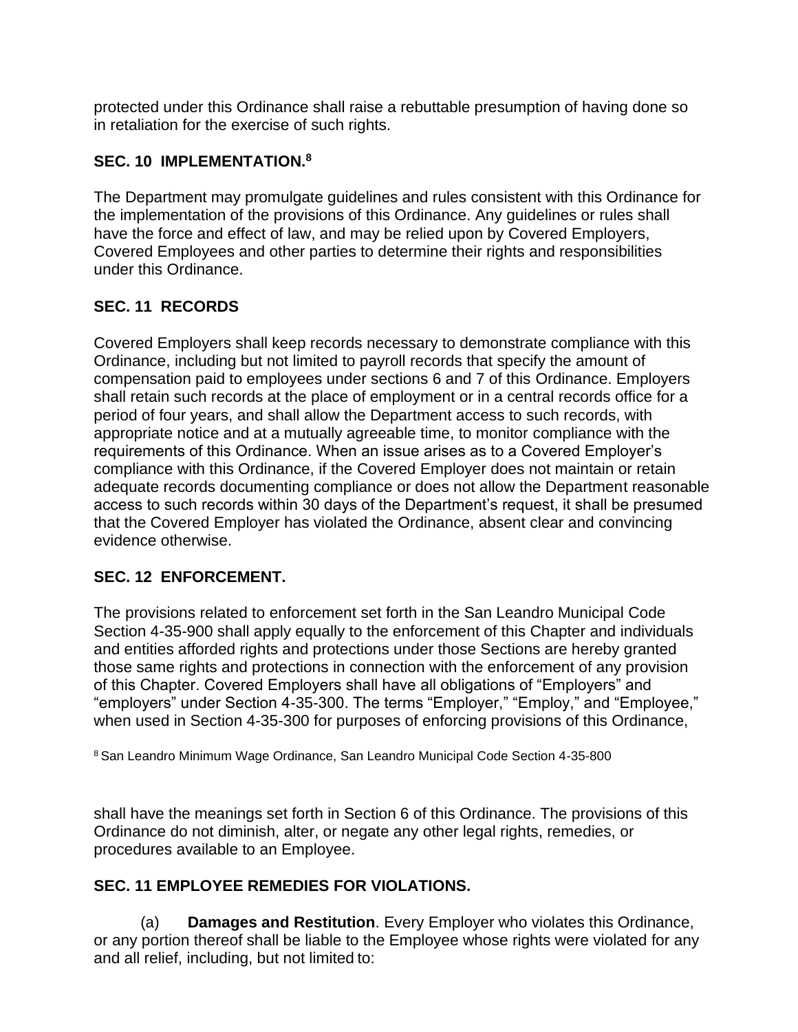protected under this Ordinance shall raise a rebuttable presumption of having done so in retaliation for the exercise of such rights.

## SEC. 10 IMPLEMENTATION.[8]

The Department may promulgate guidelines and rules consistent with this Ordinance for the implementation of the provisions of this Ordinance. Any guidelines or rules shall have the force and effect of law, and may be relied upon by Covered Employers, Covered Employees and other parties to determine their rights and responsibilities under this Ordinance.

## SEC. 11 RECORDS

Covered Employers shall keep records necessary to demonstrate compliance with this Ordinance, including but not limited to payroll records that specify the amount of compensation paid to employees under sections 6 and 7 of this Ordinance. Employers shall retain such records at the place of employment or in a central records office for a period of four years, and shall allow the Department access to such records, with appropriate notice and at a mutually agreeable time, to monitor compliance with the requirements of this Ordinance. When an issue arises as to a Covered Employer's compliance with this Ordinance, if the Covered Employer does not maintain or retain adequate records documenting compliance or does not allow the Department reasonable access to such records within 30 days of the Department's request, it shall be presumed that the Covered Employer has violated the Ordinance, absent clear and convincing evidence otherwise.

## SEC. 12 ENFORCEMENT.

The provisions related to enforcement set forth in the San Leandro Municipal Code Section 4-35-900 shall apply equally to the enforcement of this Chapter and individuals and entities afforded rights and protections under those Sections are hereby granted those same rights and protections in connection with the enforcement of any provision of this Chapter. Covered Employers shall have all obligations of "Employers" and "employers" under Section 4-35-300. The terms "Employer," "Employ," and "Employee," when used in Section 4-35-300 for purposes of enforcing provisions of this Ordinance, shall have the meanings set forth in Section 6 of this Ordinance. The provisions of this Ordinance do not diminish, alter, or negate any other legal rights, remedies, or procedures available to an Employee.

[8] San Leandro Minimum Wage Ordinance, San Leandro Municipal Code Section 4-35-800

## SEC. 11 EMPLOYEE REMEDIES FOR VIOLATIONS.

(a) **Damages and Restitution**. Every Employer who violates this Ordinance, or any portion thereof shall be liable to the Employee whose rights were violated for any and all relief, including, but not limited to: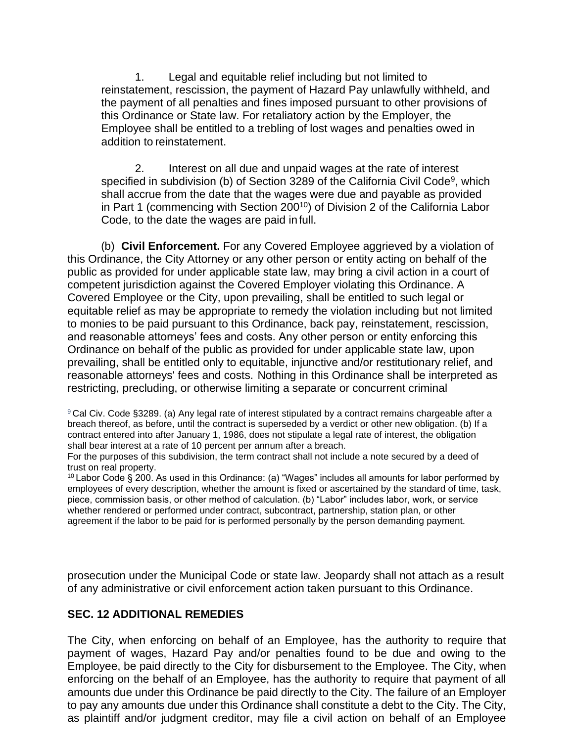1. Legal and equitable relief including but not limited to reinstatement, rescission, the payment of Hazard Pay unlawfully withheld, and the payment of all penalties and fines imposed pursuant to other provisions of this Ordinance or State law. For retaliatory action by the Employer, the Employee shall be entitled to a trebling of lost wages and penalties owed in addition to reinstatement.

2. Interest on all due and unpaid wages at the rate of interest specified in subdivision (b) of Section 3289 of the California Civil Code[9], which shall accrue from the date that the wages were due and payable as provided in Part 1 (commencing with Section 200[10]) of Division 2 of the California Labor Code, to the date the wages are paid in full.

(b) **Civil Enforcement.** For any Covered Employee aggrieved by a violation of this Ordinance, the City Attorney or any other person or entity acting on behalf of the public as provided for under applicable state law, may bring a civil action in a court of competent jurisdiction against the Covered Employer violating this Ordinance. A Covered Employee or the City, upon prevailing, shall be entitled to such legal or equitable relief as may be appropriate to remedy the violation including but not limited to monies to be paid pursuant to this Ordinance, back pay, reinstatement, rescission, and reasonable attorneys' fees and costs. Any other person or entity enforcing this Ordinance on behalf of the public as provided for under applicable state law, upon prevailing, shall be entitled only to equitable, injunctive and/or restitutionary relief, and reasonable attorneys' fees and costs. Nothing in this Ordinance shall be interpreted as restricting, precluding, or otherwise limiting a separate or concurrent criminal prosecution under the Municipal Code or state law. Jeopardy shall not attach as a result of any administrative or civil enforcement action taken pursuant to this Ordinance.

## SEC. 12 ADDITIONAL REMEDIES

The City, when enforcing on behalf of an Employee, has the authority to require that payment of wages, Hazard Pay and/or penalties found to be due and owing to the Employee, be paid directly to the City for disbursement to the Employee. The City, when enforcing on the behalf of an Employee, has the authority to require that payment of all amounts due under this Ordinance be paid directly to the City. The failure of an Employer to pay any amounts due under this Ordinance shall constitute a debt to the City. The City, as plaintiff and/or judgment creditor, may file a civil action on behalf of an Employee

---

[9] Cal Civ. Code §3289. (a) Any legal rate of interest stipulated by a contract remains chargeable after a breach thereof, as before, until the contract is superseded by a verdict or other new obligation. (b) If a contract entered into after January 1, 1986, does not stipulate a legal rate of interest, the obligation shall bear interest at a rate of 10 percent per annum after a breach.
For the purposes of this subdivision, the term contract shall not include a note secured by a deed of trust on real property.

[10] Labor Code § 200. As used in this Ordinance: (a) "Wages" includes all amounts for labor performed by employees of every description, whether the amount is fixed or ascertained by the standard of time, task, piece, commission basis, or other method of calculation. (b) "Labor" includes labor, work, or service whether rendered or performed under contract, subcontract, partnership, station plan, or other agreement if the labor to be paid for is performed personally by the person demanding payment.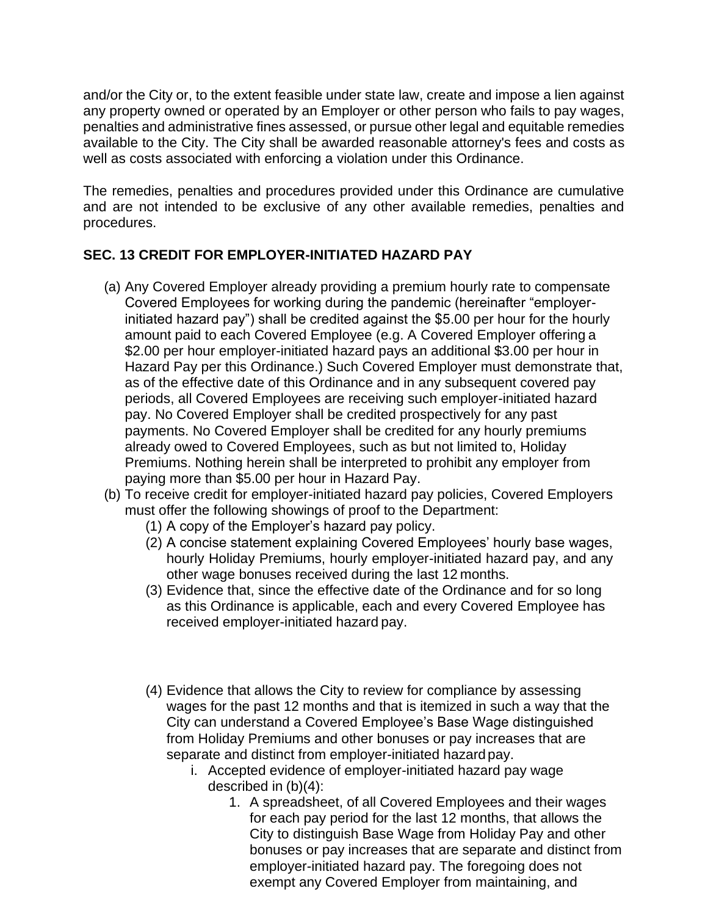and/or the City or, to the extent feasible under state law, create and impose a lien against any property owned or operated by an Employer or other person who fails to pay wages, penalties and administrative fines assessed, or pursue other legal and equitable remedies available to the City. The City shall be awarded reasonable attorney's fees and costs as well as costs associated with enforcing a violation under this Ordinance.

The remedies, penalties and procedures provided under this Ordinance are cumulative and are not intended to be exclusive of any other available remedies, penalties and procedures.

**SEC. 13 CREDIT FOR EMPLOYER-INITIATED HAZARD PAY**

(a) Any Covered Employer already providing a premium hourly rate to compensate Covered Employees for working during the pandemic (hereinafter "employer-initiated hazard pay") shall be credited against the $5.00 per hour for the hourly amount paid to each Covered Employee (e.g. A Covered Employer offering a $2.00 per hour employer-initiated hazard pays an additional $3.00 per hour in Hazard Pay per this Ordinance.) Such Covered Employer must demonstrate that, as of the effective date of this Ordinance and in any subsequent covered pay periods, all Covered Employees are receiving such employer-initiated hazard pay. No Covered Employer shall be credited prospectively for any past payments. No Covered Employer shall be credited for any hourly premiums already owed to Covered Employees, such as but not limited to, Holiday Premiums. Nothing herein shall be interpreted to prohibit any employer from paying more than $5.00 per hour in Hazard Pay.

(b) To receive credit for employer-initiated hazard pay policies, Covered Employers must offer the following showings of proof to the Department:
   (1) A copy of the Employer's hazard pay policy.
   (2) A concise statement explaining Covered Employees' hourly base wages, hourly Holiday Premiums, hourly employer-initiated hazard pay, and any other wage bonuses received during the last 12 months.
   (3) Evidence that, since the effective date of the Ordinance and for so long as this Ordinance is applicable, each and every Covered Employee has received employer-initiated hazard pay.
   (4) Evidence that allows the City to review for compliance by assessing wages for the past 12 months and that is itemized in such a way that the City can understand a Covered Employee's Base Wage distinguished from Holiday Premiums and other bonuses or pay increases that are separate and distinct from employer-initiated hazard pay.
      i. Accepted evidence of employer-initiated hazard pay wage described in (b)(4):
         1. A spreadsheet, of all Covered Employees and their wages for each pay period for the last 12 months, that allows the City to distinguish Base Wage from Holiday Pay and other bonuses or pay increases that are separate and distinct from employer-initiated hazard pay. The foregoing does not exempt any Covered Employer from maintaining, and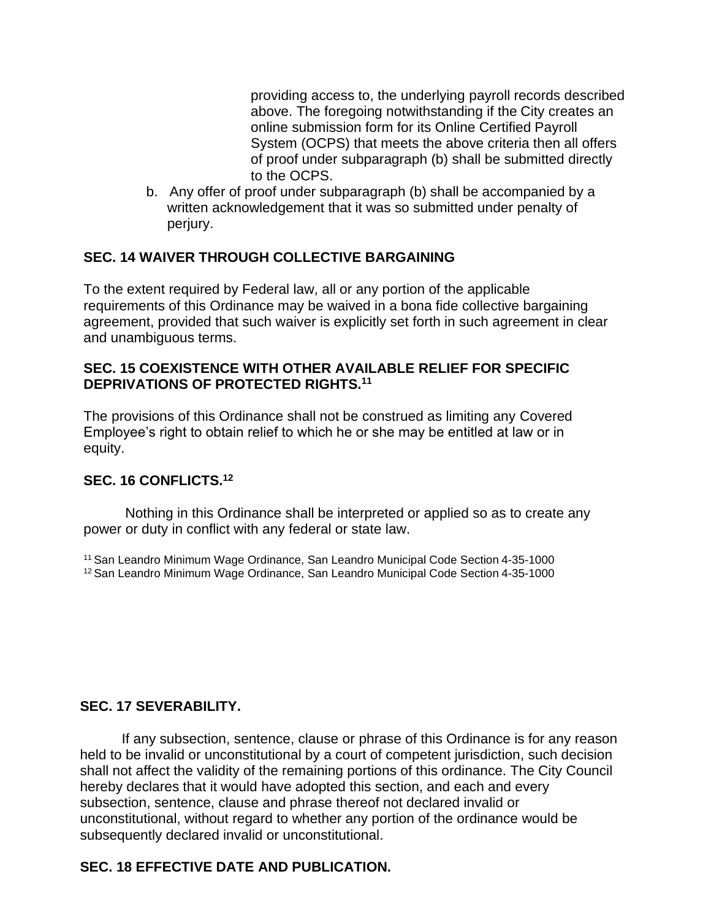providing access to, the underlying payroll records described above. The foregoing notwithstanding if the City creates an online submission form for its Online Certified Payroll System (OCPS) that meets the above criteria then all offers of proof under subparagraph (b) shall be submitted directly to the OCPS.

b. Any offer of proof under subparagraph (b) shall be accompanied by a written acknowledgement that it was so submitted under penalty of perjury.

## SEC. 14 WAIVER THROUGH COLLECTIVE BARGAINING

To the extent required by Federal law, all or any portion of the applicable requirements of this Ordinance may be waived in a bona fide collective bargaining agreement, provided that such waiver is explicitly set forth in such agreement in clear and unambiguous terms.

## SEC. 15 COEXISTENCE WITH OTHER AVAILABLE RELIEF FOR SPECIFIC DEPRIVATIONS OF PROTECTED RIGHTS.[11]

The provisions of this Ordinance shall not be construed as limiting any Covered Employee's right to obtain relief to which he or she may be entitled at law or in equity.

## SEC. 16 CONFLICTS.[12]

Nothing in this Ordinance shall be interpreted or applied so as to create any power or duty in conflict with any federal or state law.

[11] San Leandro Minimum Wage Ordinance, San Leandro Municipal Code Section 4-35-1000
[12] San Leandro Minimum Wage Ordinance, San Leandro Municipal Code Section 4-35-1000

## SEC. 17 SEVERABILITY.

If any subsection, sentence, clause or phrase of this Ordinance is for any reason held to be invalid or unconstitutional by a court of competent jurisdiction, such decision shall not affect the validity of the remaining portions of this ordinance. The City Council hereby declares that it would have adopted this section, and each and every subsection, sentence, clause and phrase thereof not declared invalid or unconstitutional, without regard to whether any portion of the ordinance would be subsequently declared invalid or unconstitutional.

## SEC. 18 EFFECTIVE DATE AND PUBLICATION.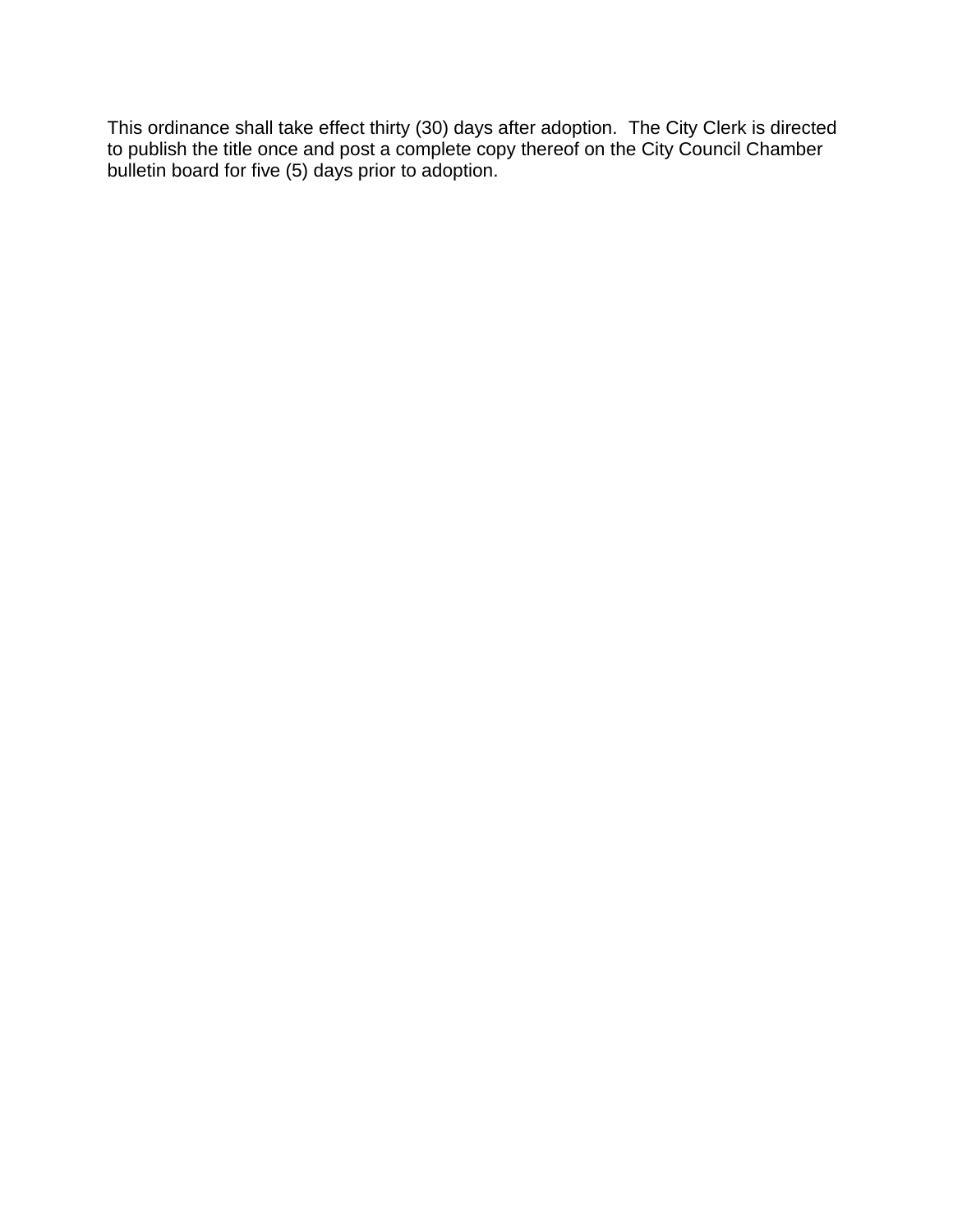This ordinance shall take effect thirty (30) days after adoption. The City Clerk is directed to publish the title once and post a complete copy thereof on the City Council Chamber bulletin board for five (5) days prior to adoption.